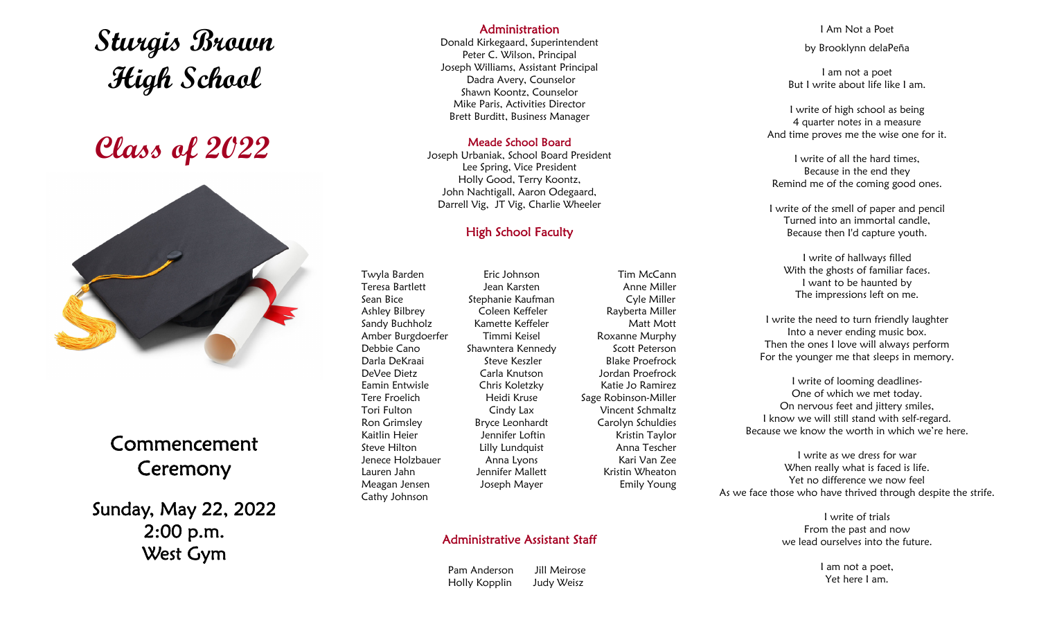# Sturgis Brown High School

## Class of 2022

## Commencement Ceremony

**Sunday, May 22, 2022**
**2:00 p.m.**
**West Gym**

## Administration

Donald Kirkegaard, Superintendent
Peter C. Wilson, Principal
Joseph Williams, Assistant Principal
Dadra Avery, Counselor
Shawn Koontz, Counselor
Mike Paris, Activities Director
Brett Burditt, Business Manager

## Meade School Board

Joseph Urbaniak, School Board President
Lee Spring, Vice President
Holly Good, Terry Koontz,
John Nachtigall, Aaron Odegaard,
Darrell Vig, JT Vig, Charlie Wheeler

## High School Faculty

Twyla Barden
Teresa Bartlett
Sean Bice
Ashley Bilbrey
Sandy Buchholz
Amber Burgdoerfer
Debbie Cano
Darla DeKraai
DeVee Dietz
Eamin Entwisle
Tere Froelich
Tori Fulton
Ron Grimsley
Kaitlin Heier
Steve Hilton
Jenece Holzbauer
Lauren Jahn
Meagan Jensen
Cathy Johnson
Eric Johnson
Jean Karsten
Stephanie Kaufman
Coleen Keffeler
Kamette Keffeler
Timmi Keisel
Shawntera Kennedy
Steve Keszler
Carla Knutson
Chris Koletzky
Heidi Kruse
Cindy Lax
Bryce Leonhardt
Jennifer Loftin
Lilly Lundquist
Anna Lyons
Jennifer Mallett
Joseph Mayer
Tim McCann
Anne Miller
Cyle Miller
Rayberta Miller
Matt Mott
Roxanne Murphy
Scott Peterson
Blake Proefrock
Jordan Proefrock
Katie Jo Ramirez
Sage Robinson-Miller
Vincent Schmaltz
Carolyn Schuldies
Kristin Taylor
Anna Tescher
Kari Van Zee
Kristin Wheaton
Emily Young

## Administrative Assistant Staff

Pam Anderson
Holly Kopplin
Jill Meirose
Judy Weisz

## I Am Not a Poet

by Brooklynn delaPeña

I am not a poet
But I write about life like I am.

I write of high school as being
4 quarter notes in a measure
And time proves me the wise one for it.

I write of all the hard times,
Because in the end they
Remind me of the coming good ones.

I write of the smell of paper and pencil
Turned into an immortal candle,
Because then I'd capture youth.

I write of hallways filled
With the ghosts of familiar faces.
I want to be haunted by
The impressions left on me.

I write the need to turn friendly laughter
Into a never ending music box.
Then the ones I love will always perform
For the younger me that sleeps in memory.

I write of looming deadlines-
One of which we met today.
On nervous feet and jittery smiles,
I know we will still stand with self-regard.
Because we know the worth in which we're here.

I write as we dress for war
When really what is faced is life.
Yet no difference we now feel
As we face those who have thrived through despite the strife.

I write of trials
From the past and now
we lead ourselves into the future.

I am not a poet,
Yet here I am.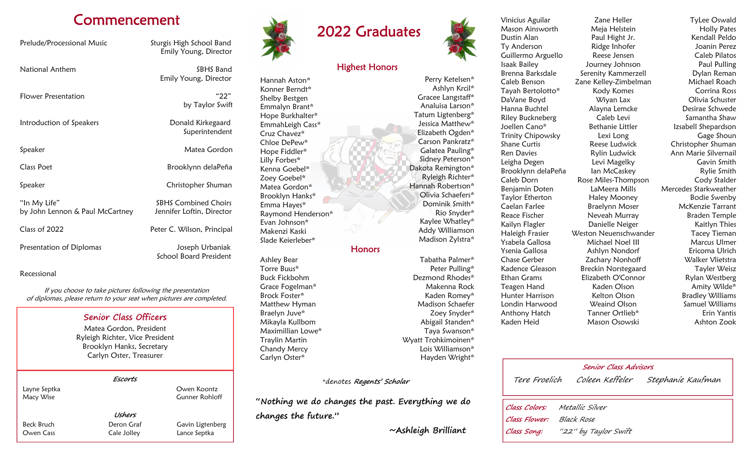# Commencement

| | |
|---|---|
| Prelude/Processional Music | Sturgis High School Band<br>Emily Young, Director |
| National Anthem | SBHS Band<br>Emily Young, Director |
| Flower Presentation | "22"<br>by Taylor Swift |
| Introduction of Speakers | Donald Kirkegaard<br>Superintendent |
| Speaker | Matea Gordon |
| Class Poet | Brooklynn delaPeña |
| Speaker | Christopher Shuman |
| "In My Life"<br>by John Lennon & Paul McCartney | SBHS Combined Choirs<br>Jennifer Loftin, Director |
| Class of 2022 | Peter C. Wilson, Principal |
| Presentation of Diplomas | Joseph Urbaniak<br>School Board President |

Recessional

*If you choose to take pictures following the presentation of diplomas, please return to your seat when pictures are completed.*

### *Senior Class Officers*

Matea Gordon, President
Ryleigh Richter, Vice President
Brooklynn Hanks, Secretary
Carlyn Oster, Treasurer

### *Escorts*

Layne Septka
Macy Wise
Owen Koontz
Gunner Rohloff

### *Ushers*

Beck Bruch
Owen Cass
Deron Graf
Cale Jolley
Gavin Ligtenberg
Lance Septka

# 2022 Graduates

## Highest Honors

Hannah Aston*
Konner Berndt*
Shelby Bestgen
Emmalyn Brant*
Hope Burkhalter*
EmmahLeigh Cass*
Cruz Chavez*
Chloe DePew*
Hope Fiddler*
Lilly Forbes*
Kenna Goebel*
Zoey Goebel*
Matea Gordon*
Brooklyn Hanks*
Emma Hayes*
Raymond Henderson*
Evan Johnson*
Makenzi Kaski
Slade Keierleber*
Perry Ketelsen*
Ashlyn Krcil*
Gracee Langstaff*
Analuisa Larson*
Tatum Ligtenberg*
Jessica Matthew*
Elizabeth Ogden*
Carson Pankratz*
Galatea Pauling*
Sidney Peterson*
Dakota Remington*
Ryleigh Richter*
Hannah Robertson*
Olivia Schaefers*
Dominik Smith*
Rio Snyder*
Kaylee Whatley*
Addy Williamson
Madison Zylstra*

## Honors

Ashley Bear
Torre Buus*
Buck Fickbohm
Grace Fogelman*
Brock Foster*
Matthew Hyman
Braelyn Juve*
Mikayla Kullbom
Maximillian Lowe*
Traylin Martin
Chandy Mercy
Carlyn Oster*
Tabatha Palmer*
Peter Pulling*
Dezmond Rhodes*
Makenna Rock
Kaden Romey*
Madison Schaefer
Zoey Snyder*
Abigail Standen*
Taya Swanson*
Wyatt Trohkimoinen*
Lois Williamson*
Hayden Wright*

*denotes ***Regents' Scholar***

**"Nothing we do changes the past. Everything we do changes the future."**

**~Ashleigh Brilliant**

Vinicius Aguilar
Mason Ainsworth
Dustin Alan
Ty Anderson
Guillermo Arguello
Isaak Bailey
Brenna Barksdale
Caleb Benson
Tayah Bertolotto*
DaVane Boyd
Hanna Buchtel
Riley Buckneberg
Joellen Cano*
Trinity Chipowsky
Shane Curtis
Ren Davies
Leigha Degen
Brooklynn delaPeña
Caleb Dorn
Benjamin Doten
Taylor Etherton
Caelan Farlee
Reace Fischer
Kailyn Flagler
Haleigh Frasier
Ysabela Gallosa
Ysenia Gallosa
Chase Gerber
Kadence Gleason
Ethan Grams
Teagen Hand
Hunter Harrison
Londin Harwood
Anthony Hatch
Kaden Heid
Zane Heller
Meja Helstein
Paul Hight Jr.
Ridge Inhofer
Reese Jensen
Journey Johnson
Serenity Kammerzell
Zane Kelley-Zimbelman
Kody Komes
Wiyan Lax
Alayna Lemcke
Caleb Levi
Bethanie Littler
Lexi Long
Reese Ludwick
Rylin Ludwick
Levi Magelky
Ian McCaskey
Rose Miles-Thompson
LaMeera Mills
Haley Mooney
Braelynn Moser
Neveah Murray
Danielle Neiger
Weston Neuenschwander
Michael Noel III
Ashlyn Nondorf
Zachary Nonhoff
Breckin Norstegaard
Elizabeth O'Connor
Kaden Olson
Kelton Olson
Weaind Olson
Tanner Ortlieb*
Mason Osowski
TyLee Oswald
Holly Pates
Kendall Peldo
Joanin Perez
Caleb Pilatos
Paul Pulling
Dylan Reman
Michael Roach
Corrina Ross
Olivia Schuster
Desirae Schwede
Samantha Shaw
Izsabell Shepardson
Gage Shoun
Christopher Shuman
Ann Marie Silvernail
Gavin Smith
Rylie Smith
Cody Stalder
Mercedes Starkweather
Bodie Swenby
McKenzie Tarrant
Braden Temple
Kaitlyn Thies
Tacey Tieman
Marcus Ulmer
Ericoma Ulrich
Walker Vlietstra
Tayler Weisz
Rylan Westberg
Amity Wilde*
Bradley Williams
Samuel Williams
Erin Yantis
Ashton Zook

### *Senior Class Advisors*

*Tere Froelich* *Coleen Keffeler* *Stephanie Kaufman*

*Class Colors:* *Metallic Silver*
*Class Flower:* *Black Rose*
*Class Song:* *"22" by Taylor Swift*